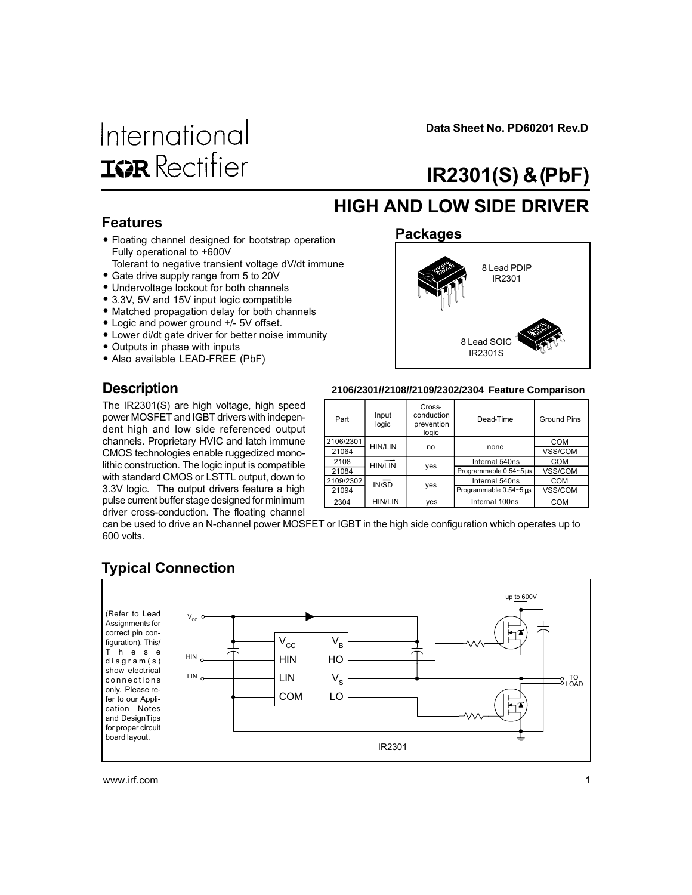Data Sheet No. PD60201 Rev.D

International **IOR** Rectifier

# IR2301(S) & (PbF)

## HIGH AND LOW SIDE DRIVER

### Features

- Floating channel designed for bootstrap operation Fully operational to +600V Tolerant to negative transient voltage dV/dt immune
- Gate drive supply range from 5 to 20V
- Undervoltage lockout for both channels
- 3.3V, 5V and 15V input logic compatible
- Matched propagation delay for both channels
- Logic and power ground +/- 5V offset.
- Lower di/dt gate driver for better noise immunity
- Outputs in phase with inputs
- Also available LEAD-FREE (PbF)

### Packages

8 Lead PDIP
IR2301

8 Lead SOIC
IR2301S

### Description

The IR2301(S) are high voltage, high speed power MOSFET and IGBT drivers with independent high and low side referenced output channels. Proprietary HVIC and latch immune CMOS technologies enable ruggedized monolithic construction. The logic input is compatible with standard CMOS or LSTTL output, down to 3.3V logic. The output drivers feature a high pulse current buffer stage designed for minimum driver cross-conduction. The floating channel can be used to drive an N-channel power MOSFET or IGBT in the high side configuration which operates up to 600 volts.

**2106/2301//2108//2109/2302/2304 Feature Comparison**

| Part | Input logic | Cross-conduction prevention logic | Dead-Time | Ground Pins |
|---|---|---|---|---|
| 2106/2301 | HIN/LIN | no | none | COM |
| 21064 | | | | VSS/COM |
| 2108 | HIN/$\overline{LIN}$ | yes | Internal 540ns | COM |
| 21084 | | | Programmable 0.54~5 µs | VSS/COM |
| 2109/2302 | IN/$\overline{SD}$ | yes | Internal 540ns | COM |
| 21094 | | | Programmable 0.54~5 µs | VSS/COM |
| 2304 | HIN/LIN | yes | Internal 100ns | COM |

### Typical Connection

(Refer to Lead Assignments for correct pin configuration). This/ These diagram(s) show electrical connections only. Please refer to our Application Notes and DesignTips for proper circuit board layout.

$V_{CC}$, HIN, LIN, COM, $V_B$, HO, $V_S$, LO, up to 600V, TO LOAD

IR2301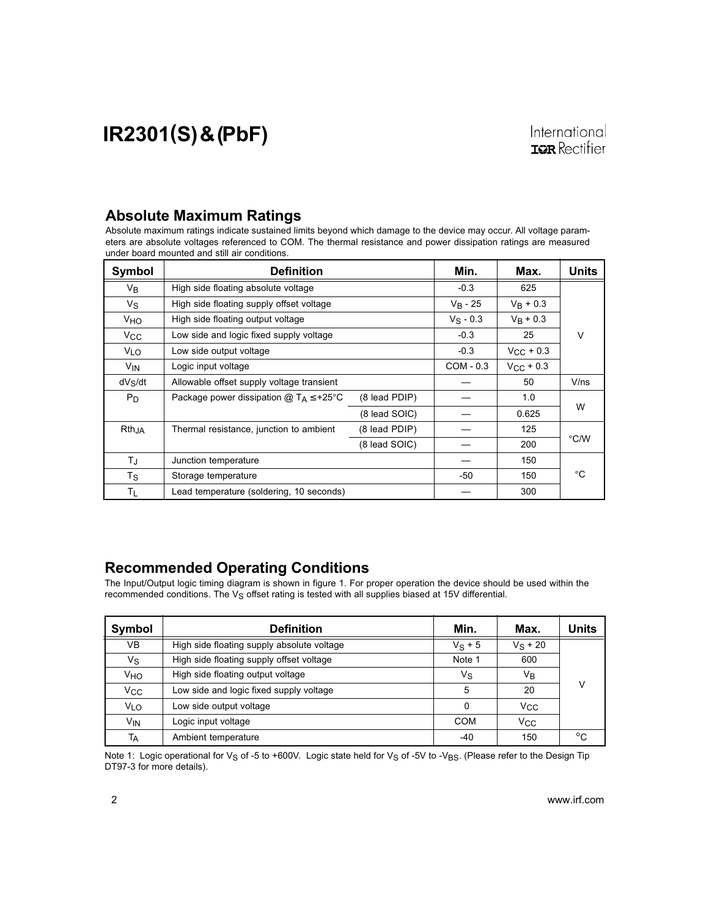## Absolute Maximum Ratings

Absolute maximum ratings indicate sustained limits beyond which damage to the device may occur. All voltage parameters are absolute voltages referenced to COM. The thermal resistance and power dissipation ratings are measured under board mounted and still air conditions.

| Symbol | Definition | | Min. | Max. | Units |
|---|---|---|---|---|---|
| $V_B$ | High side floating absolute voltage | | -0.3 | 625 | V |
| $V_S$ | High side floating supply offset voltage | | $V_B$ - 25 | $V_B$ + 0.3 | |
| $V_{HO}$ | High side floating output voltage | | $V_S$ - 0.3 | $V_B$ + 0.3 | |
| $V_{CC}$ | Low side and logic fixed supply voltage | | -0.3 | 25 | |
| $V_{LO}$ | Low side output voltage | | -0.3 | $V_{CC}$ + 0.3 | |
| $V_{IN}$ | Logic input voltage | | COM - 0.3 | $V_{CC}$ + 0.3 | |
| $dV_S/dt$ | Allowable offset supply voltage transient | | — | 50 | V/ns |
| $P_D$ | Package power dissipation @ $T_A \leq +25°C$ | (8 lead PDIP) | — | 1.0 | W |
| | | (8 lead SOIC) | — | 0.625 | |
| $Rth_{JA}$ | Thermal resistance, junction to ambient | (8 lead PDIP) | — | 125 | °C/W |
| | | (8 lead SOIC) | — | 200 | |
| $T_J$ | Junction temperature | | — | 150 | °C |
| $T_S$ | Storage temperature | | -50 | 150 | |
| $T_L$ | Lead temperature (soldering, 10 seconds) | | — | 300 | |

## Recommended Operating Conditions

The Input/Output logic timing diagram is shown in figure 1. For proper operation the device should be used within the recommended conditions. The $V_S$ offset rating is tested with all supplies biased at 15V differential.

| Symbol | Definition | Min. | Max. | Units |
|---|---|---|---|---|
| VB | High side floating supply absolute voltage | $V_S$ + 5 | $V_S$ + 20 | V |
| $V_S$ | High side floating supply offset voltage | Note 1 | 600 | |
| $V_{HO}$ | High side floating output voltage | $V_S$ | $V_B$ | |
| $V_{CC}$ | Low side and logic fixed supply voltage | 5 | 20 | |
| $V_{LO}$ | Low side output voltage | 0 | $V_{CC}$ | |
| $V_{IN}$ | Logic input voltage | COM | $V_{CC}$ | |
| $T_A$ | Ambient temperature | -40 | 150 | °C |

Note 1: Logic operational for $V_S$ of -5 to +600V. Logic state held for $V_S$ of -5V to $-V_{BS}$. (Please refer to the Design Tip DT97-3 for more details).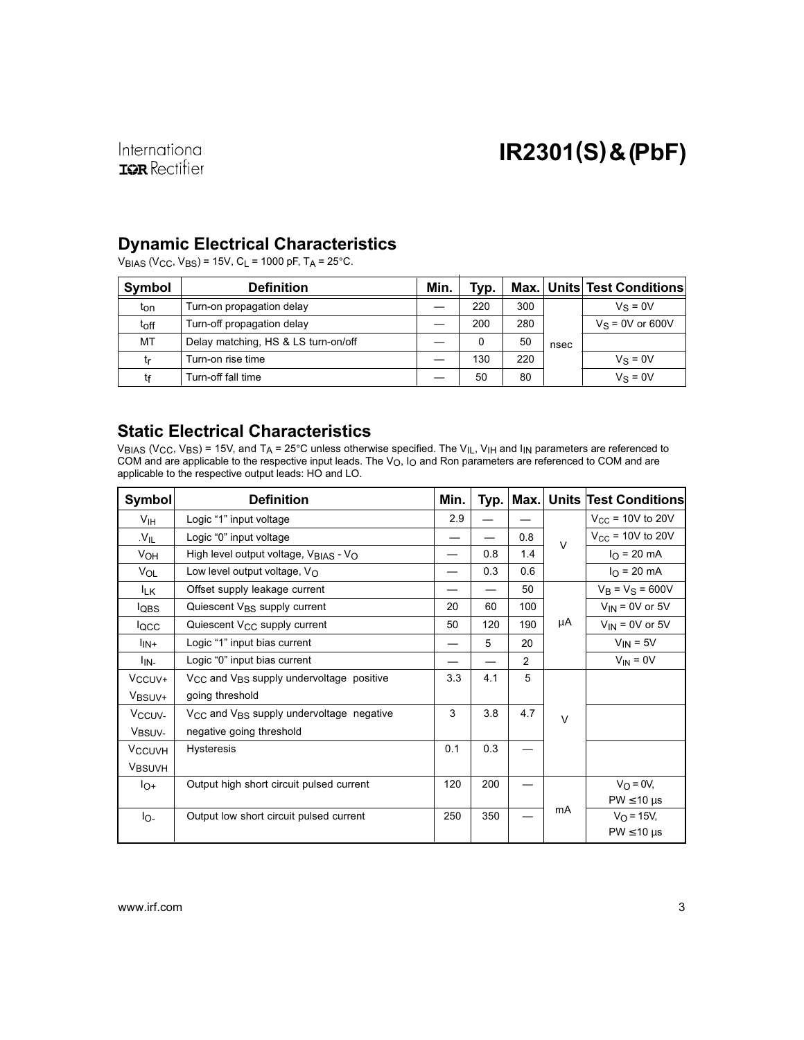## Dynamic Electrical Characteristics

$V_{BIAS}$ ($V_{CC}$, $V_{BS}$) = 15V, $C_L$ = 1000 pF, $T_A$ = 25°C.

| Symbol | Definition | Min. | Typ. | Max. | Units | Test Conditions |
|---|---|---|---|---|---|---|
| $t_{on}$ | Turn-on propagation delay | — | 220 | 300 | nsec | $V_S$ = 0V |
| $t_{off}$ | Turn-off propagation delay | — | 200 | 280 | | $V_S$ = 0V or 600V |
| MT | Delay matching, HS & LS turn-on/off | — | 0 | 50 | | |
| $t_r$ | Turn-on rise time | — | 130 | 220 | | $V_S$ = 0V |
| $t_f$ | Turn-off fall time | — | 50 | 80 | | $V_S$ = 0V |

## Static Electrical Characteristics

$V_{BIAS}$ ($V_{CC}$, $V_{BS}$) = 15V, and $T_A$ = 25°C unless otherwise specified. The $V_{IL}$, $V_{IH}$ and $I_{IN}$ parameters are referenced to COM and are applicable to the respective input leads. The $V_O$, $I_O$ and Ron parameters are referenced to COM and are applicable to the respective output leads: HO and LO.

| Symbol | Definition | Min. | Typ. | Max. | Units | Test Conditions |
|---|---|---|---|---|---|---|
| $V_{IH}$ | Logic "1" input voltage | 2.9 | — | — | V | $V_{CC}$ = 10V to 20V |
| $V_{IL}$ | Logic "0" input voltage | — | — | 0.8 | | $V_{CC}$ = 10V to 20V |
| $V_{OH}$ | High level output voltage, $V_{BIAS}$ - $V_O$ | — | 0.8 | 1.4 | | $I_O$ = 20 mA |
| $V_{OL}$ | Low level output voltage, $V_O$ | — | 0.3 | 0.6 | | $I_O$ = 20 mA |
| $I_{LK}$ | Offset supply leakage current | — | — | 50 | µA | $V_B$ = $V_S$ = 600V |
| $I_{QBS}$ | Quiescent $V_{BS}$ supply current | 20 | 60 | 100 | | $V_{IN}$ = 0V or 5V |
| $I_{QCC}$ | Quiescent $V_{CC}$ supply current | 50 | 120 | 190 | | $V_{IN}$ = 0V or 5V |
| $I_{IN+}$ | Logic "1" input bias current | — | 5 | 20 | | $V_{IN}$ = 5V |
| $I_{IN-}$ | Logic "0" input bias current | — | — | 2 | | $V_{IN}$ = 0V |
| $V_{CCUV+}$ $V_{BSUV+}$ | $V_{CC}$ and $V_{BS}$ supply undervoltage positive going threshold | 3.3 | 4.1 | 5 | V | |
| $V_{CCUV-}$ $V_{BSUV-}$ | $V_{CC}$ and $V_{BS}$ supply undervoltage negative negative going threshold | 3 | 3.8 | 4.7 | | |
| $V_{CCUVH}$ $V_{BSUVH}$ | Hysteresis | 0.1 | 0.3 | — | | |
| $I_{O+}$ | Output high short circuit pulsed current | 120 | 200 | — | mA | $V_O$ = 0V, PW ≤10 µs |
| $I_{O-}$ | Output low short circuit pulsed current | 250 | 350 | — | | $V_O$ = 15V, PW ≤10 µs |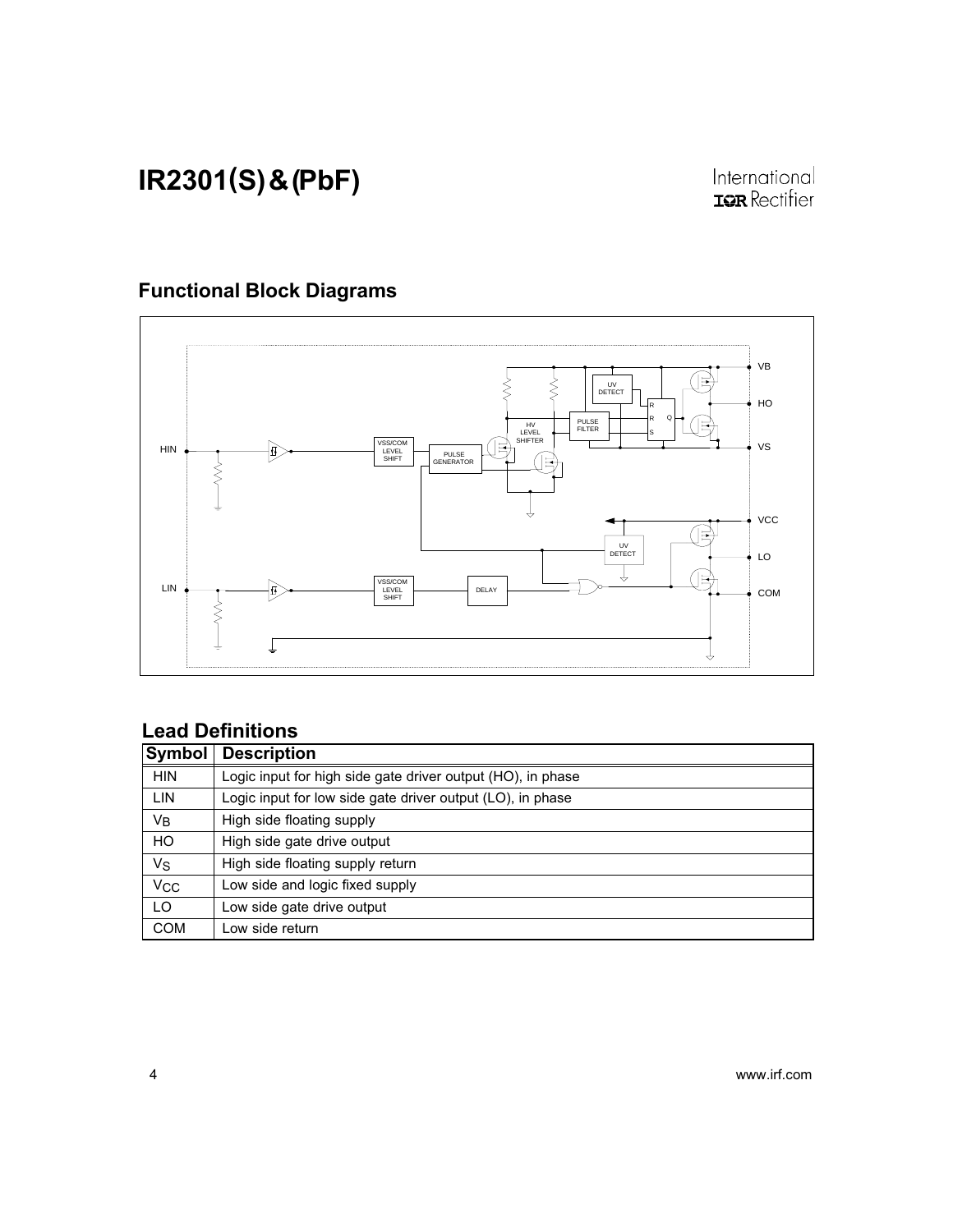## Functional Block Diagrams

## Lead Definitions

| Symbol | Description |
|---|---|
| HIN | Logic input for high side gate driver output (HO), in phase |
| LIN | Logic input for low side gate driver output (LO), in phase |
| $V_B$ | High side floating supply |
| HO | High side gate drive output |
| $V_S$ | High side floating supply return |
| $V_{CC}$ | Low side and logic fixed supply |
| LO | Low side gate drive output |
| COM | Low side return |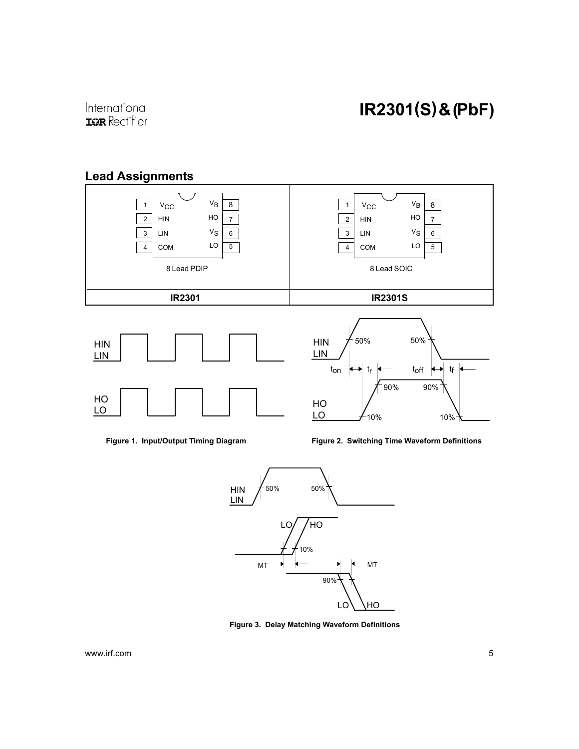## Lead Assignments

| 8 Lead PDIP | 8 Lead SOIC |
|---|---|
| 1 $V_{CC}$ — $V_B$ 8 | 1 $V_{CC}$ — $V_B$ 8 |
| 2 HIN — HO 7 | 2 HIN — HO 7 |
| 3 LIN — $V_S$ 6 | 3 LIN — $V_S$ 6 |
| 4 COM — LO 5 | 4 COM — LO 5 |
| **IR2301** | **IR2301S** |

**Figure 1. Input/Output Timing Diagram**

**Figure 2. Switching Time Waveform Definitions**

**Figure 3. Delay Matching Waveform Definitions**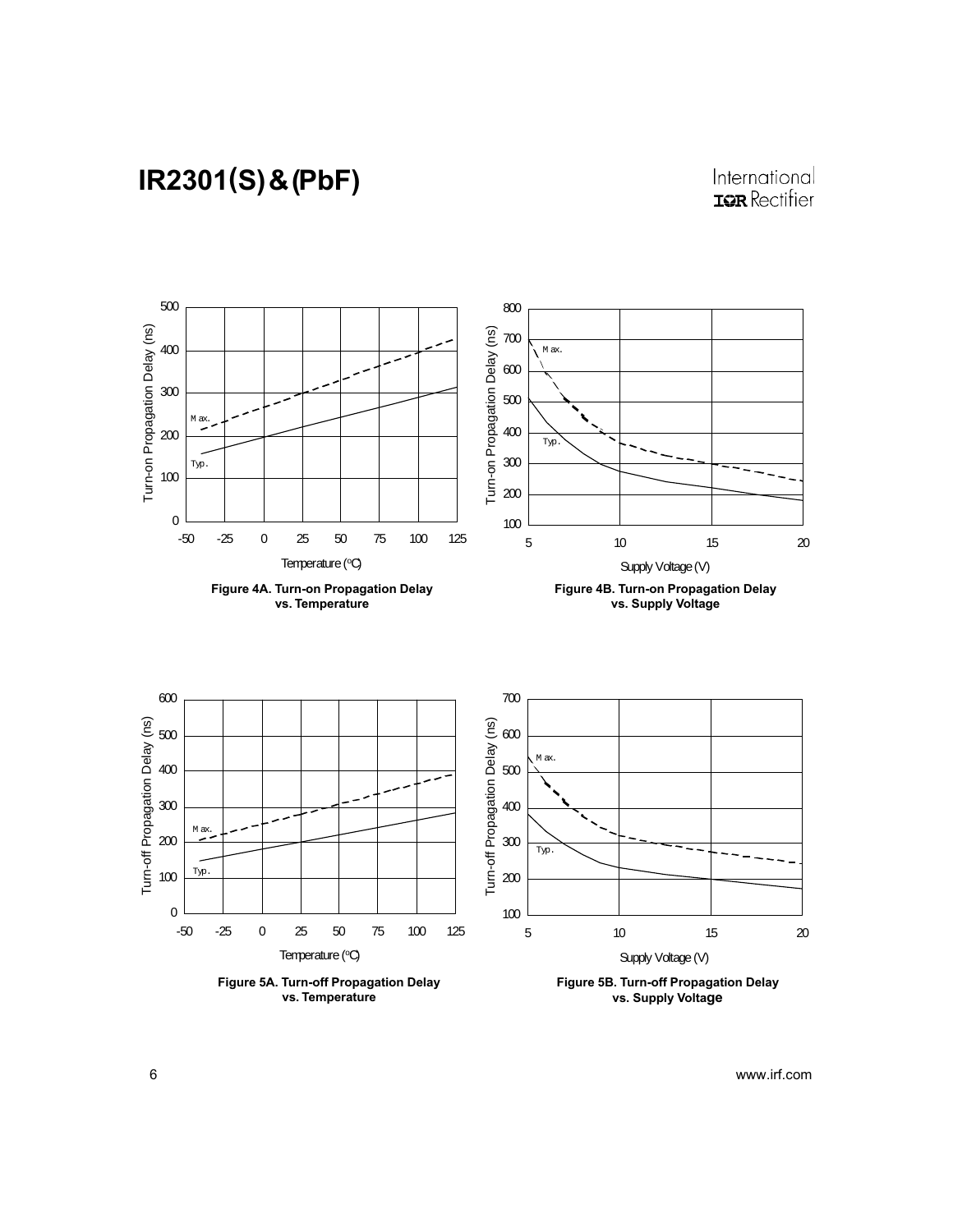Figure 4A. Turn-on Propagation Delay vs. Temperature

Figure 4B. Turn-on Propagation Delay vs. Supply Voltage

Figure 5A. Turn-off Propagation Delay vs. Temperature

Figure 5B. Turn-off Propagation Delay vs. Supply Voltage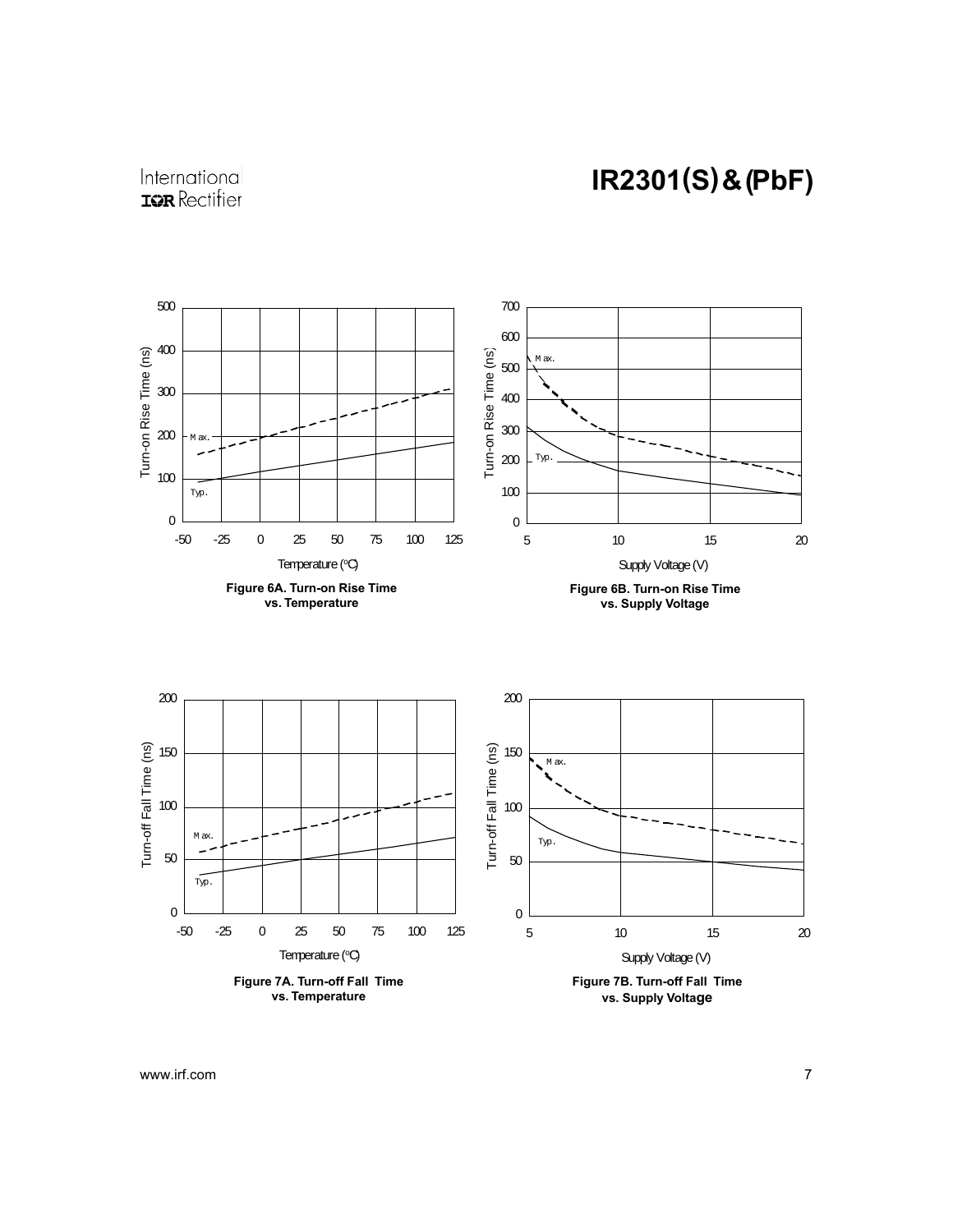Figure 6A. Turn-on Rise Time vs. Temperature

Figure 6B. Turn-on Rise Time vs. Supply Voltage

Figure 7A. Turn-off Fall Time vs. Temperature

Figure 7B. Turn-off Fall Time vs. Supply Voltage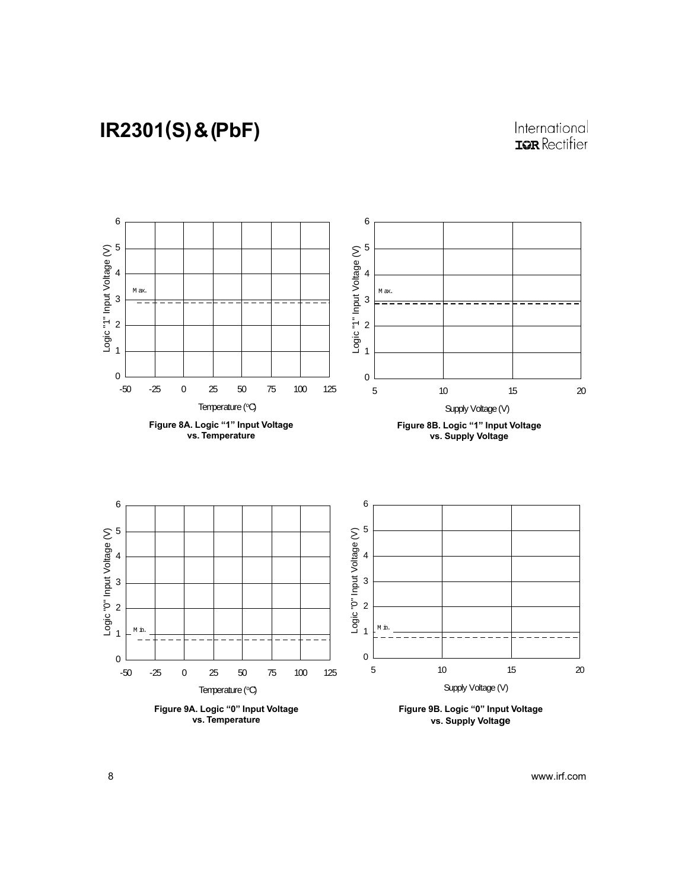Figure 8A. Logic "1" Input Voltage vs. Temperature

Figure 8B. Logic "1" Input Voltage vs. Supply Voltage

Figure 9A. Logic "0" Input Voltage vs. Temperature

Figure 9B. Logic "0" Input Voltage vs. Supply Voltage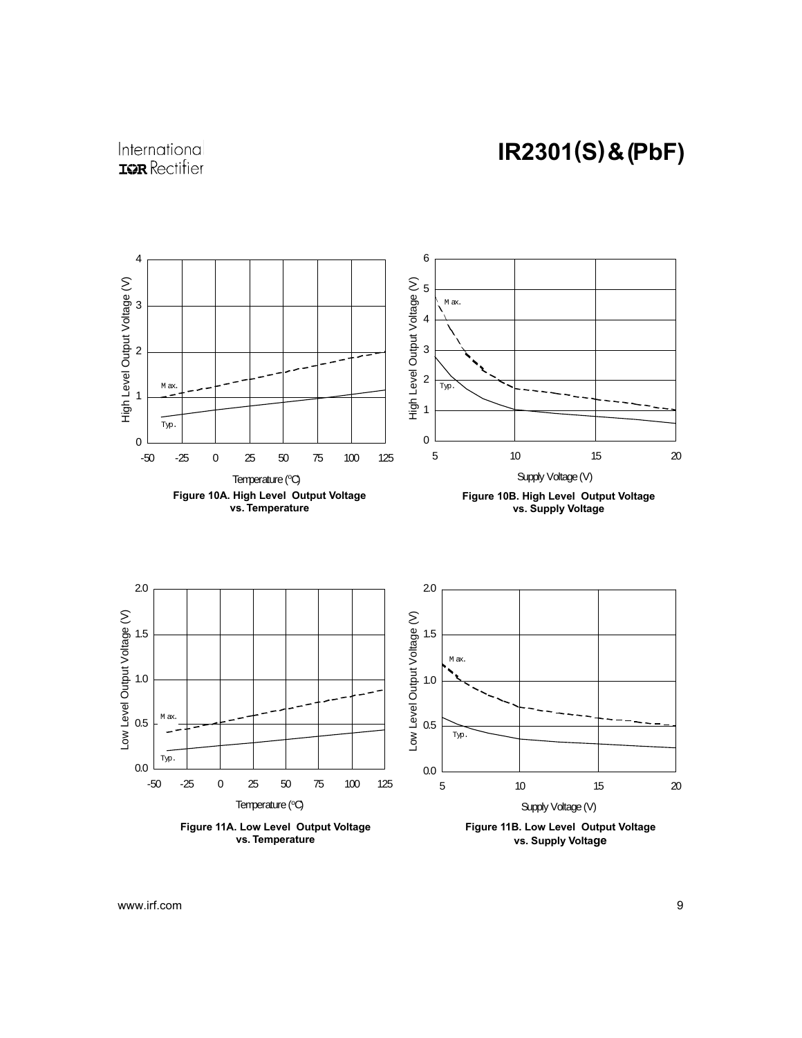Figure 10A. High Level Output Voltage vs. Temperature

Figure 10B. High Level Output Voltage vs. Supply Voltage

Figure 11A. Low Level Output Voltage vs. Temperature

Figure 11B. Low Level Output Voltage vs. Supply Voltage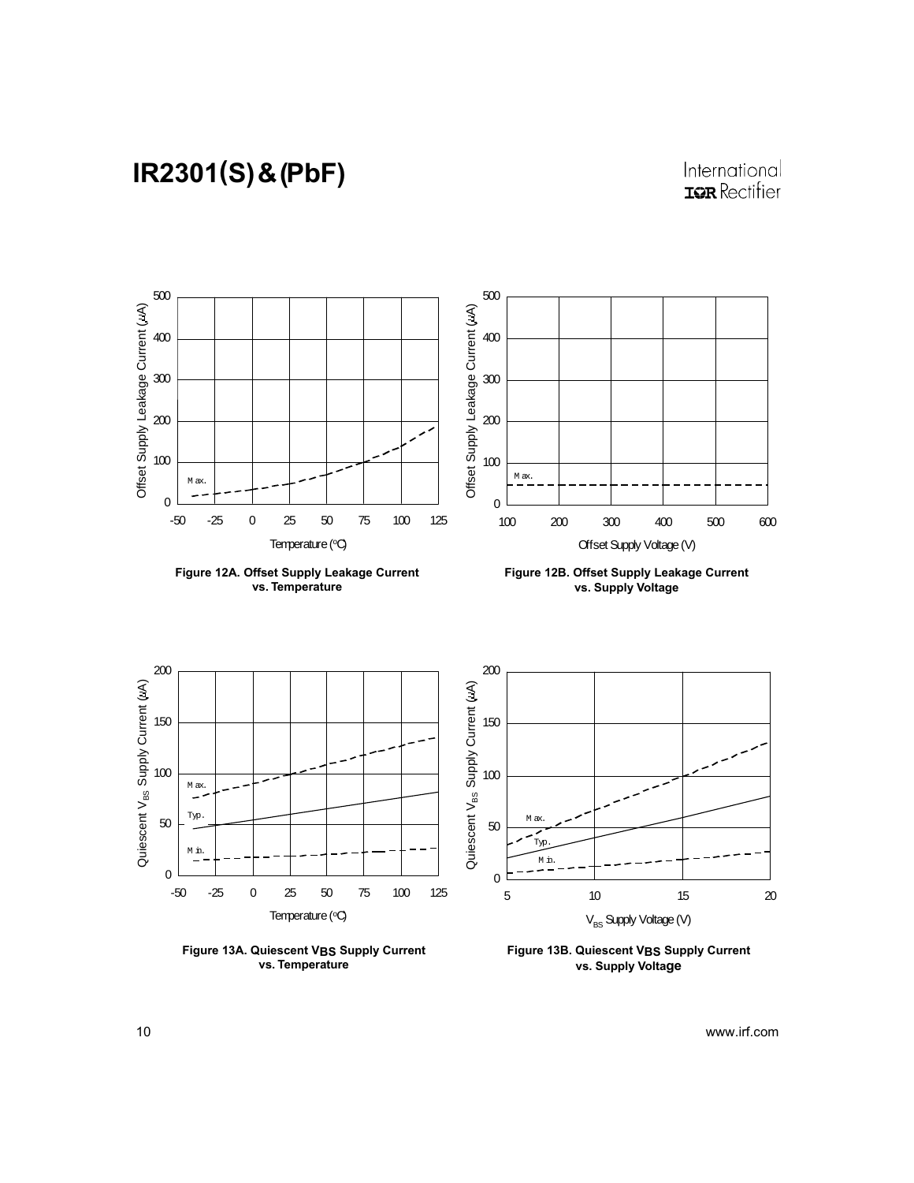Figure 12A. Offset Supply Leakage Current vs. Temperature

Figure 12B. Offset Supply Leakage Current vs. Supply Voltage

Figure 13A. Quiescent $V_{BS}$ Supply Current vs. Temperature

Figure 13B. Quiescent $V_{BS}$ Supply Current vs. Supply Voltage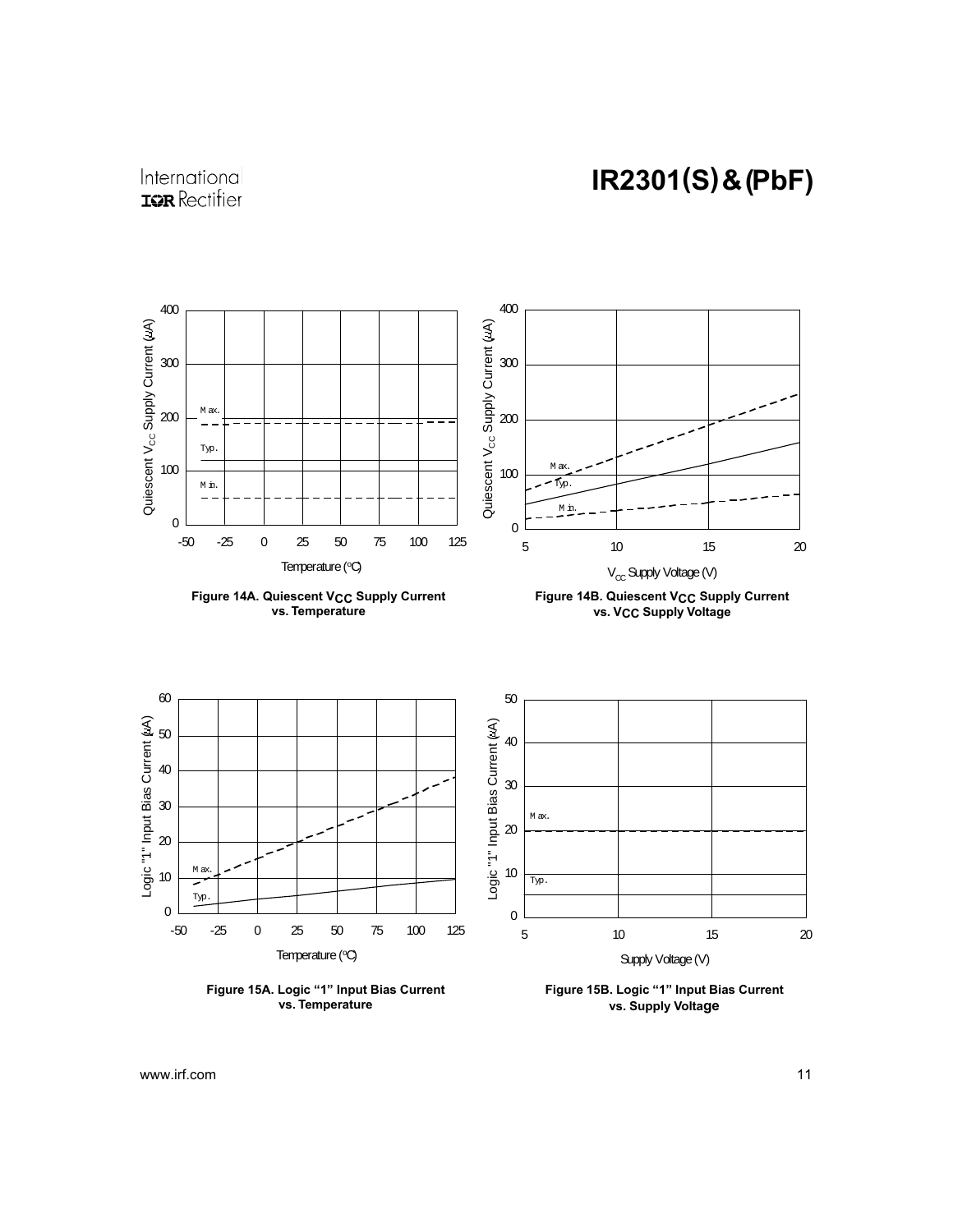Figure 14A. Quiescent $V_{CC}$ Supply Current vs. Temperature

Figure 14B. Quiescent $V_{CC}$ Supply Current vs. $V_{CC}$ Supply Voltage

Figure 15A. Logic "1" Input Bias Current vs. Temperature

Figure 15B. Logic "1" Input Bias Current vs. Supply Voltage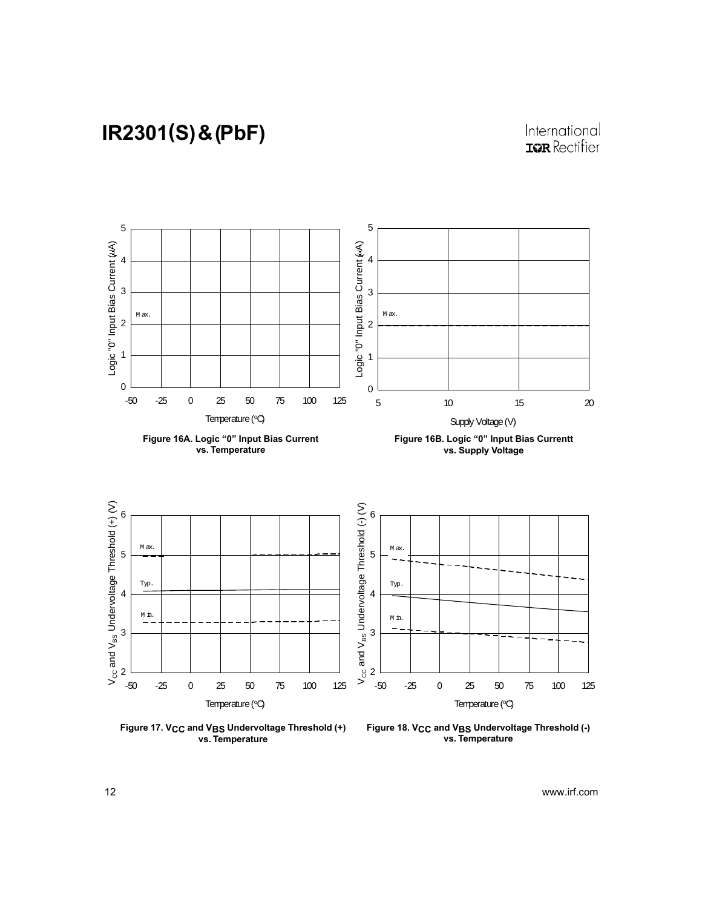Figure 16A. Logic "0" Input Bias Current vs. Temperature

Figure 16B. Logic "0" Input Bias Currentt vs. Supply Voltage

Figure 17. $V_{CC}$ and $V_{BS}$ Undervoltage Threshold (+) vs. Temperature

Figure 18. $V_{CC}$ and $V_{BS}$ Undervoltage Threshold (-) vs. Temperature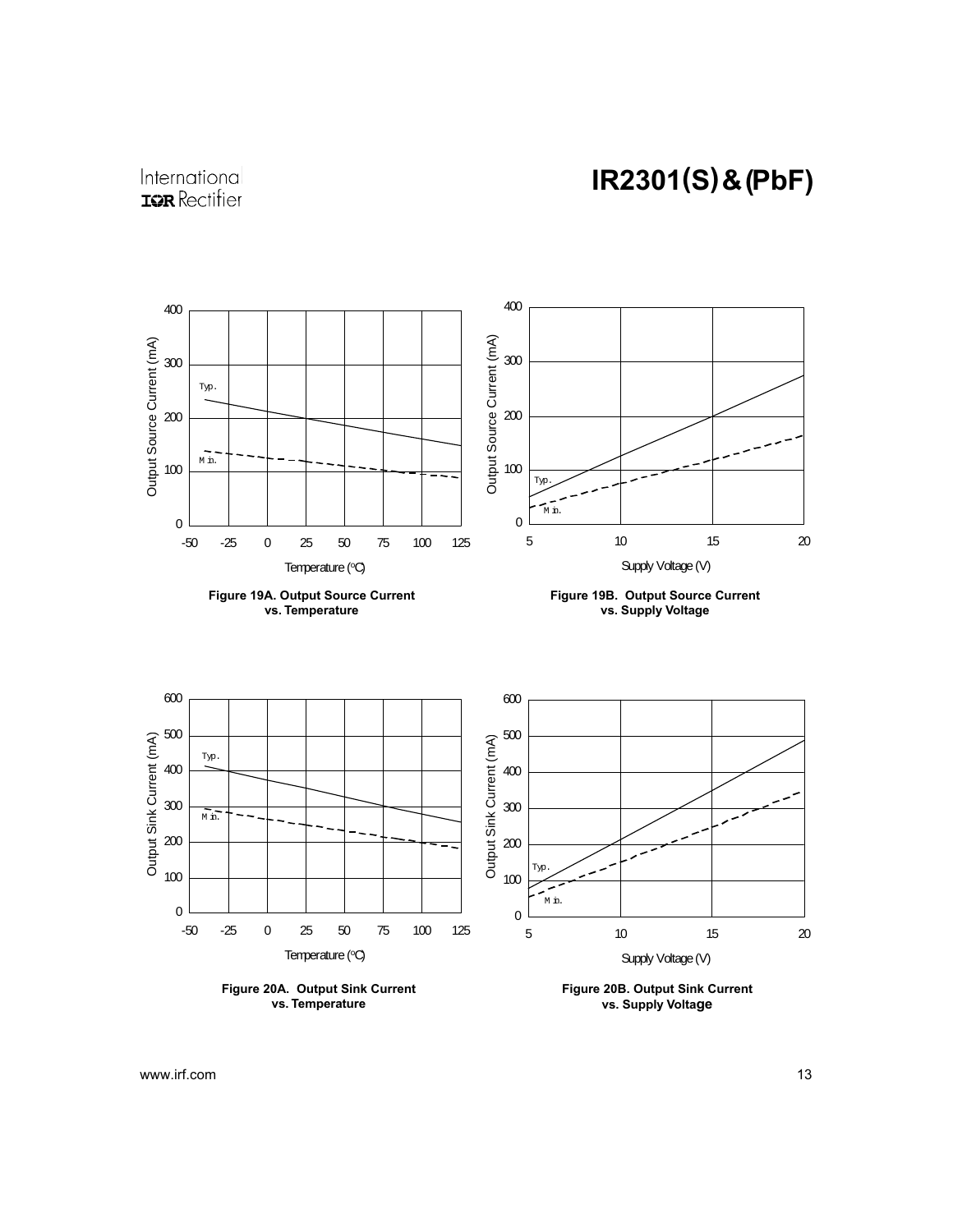Figure 19A. Output Source Current vs. Temperature

Figure 19B. Output Source Current vs. Supply Voltage

Figure 20A. Output Sink Current vs. Temperature

Figure 20B. Output Sink Current vs. Supply Voltage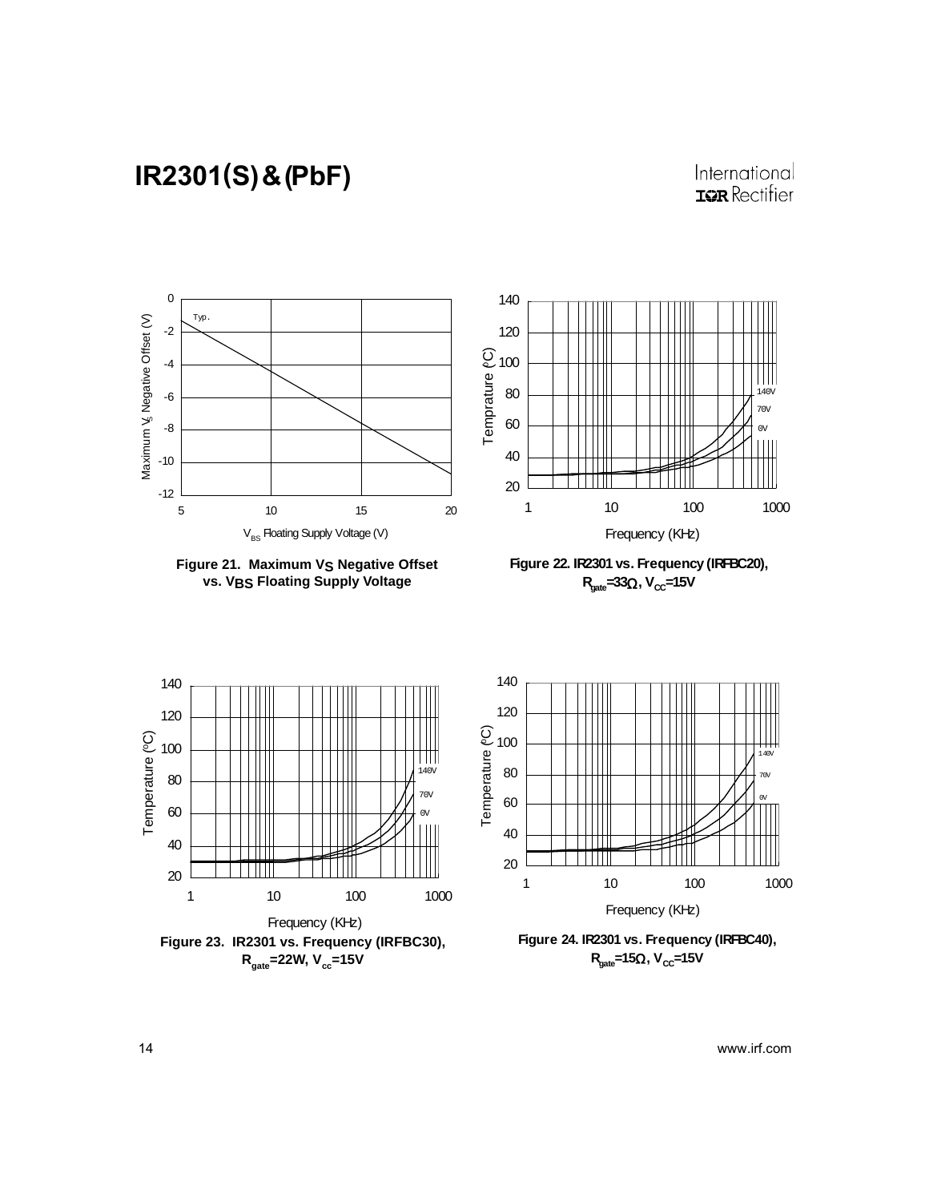Figure 21. Maximum $V_S$ Negative Offset vs. $V_{BS}$ Floating Supply Voltage

Figure 22. IR2301 vs. Frequency (IRFBC20), $R_{gate}$=33Ω, $V_{CC}$=15V

Figure 23. IR2301 vs. Frequency (IRFBC30), $R_{gate}$=22W, $V_{cc}$=15V

Figure 24. IR2301 vs. Frequency (IRFBC40), $R_{gate}$=15Ω, $V_{CC}$=15V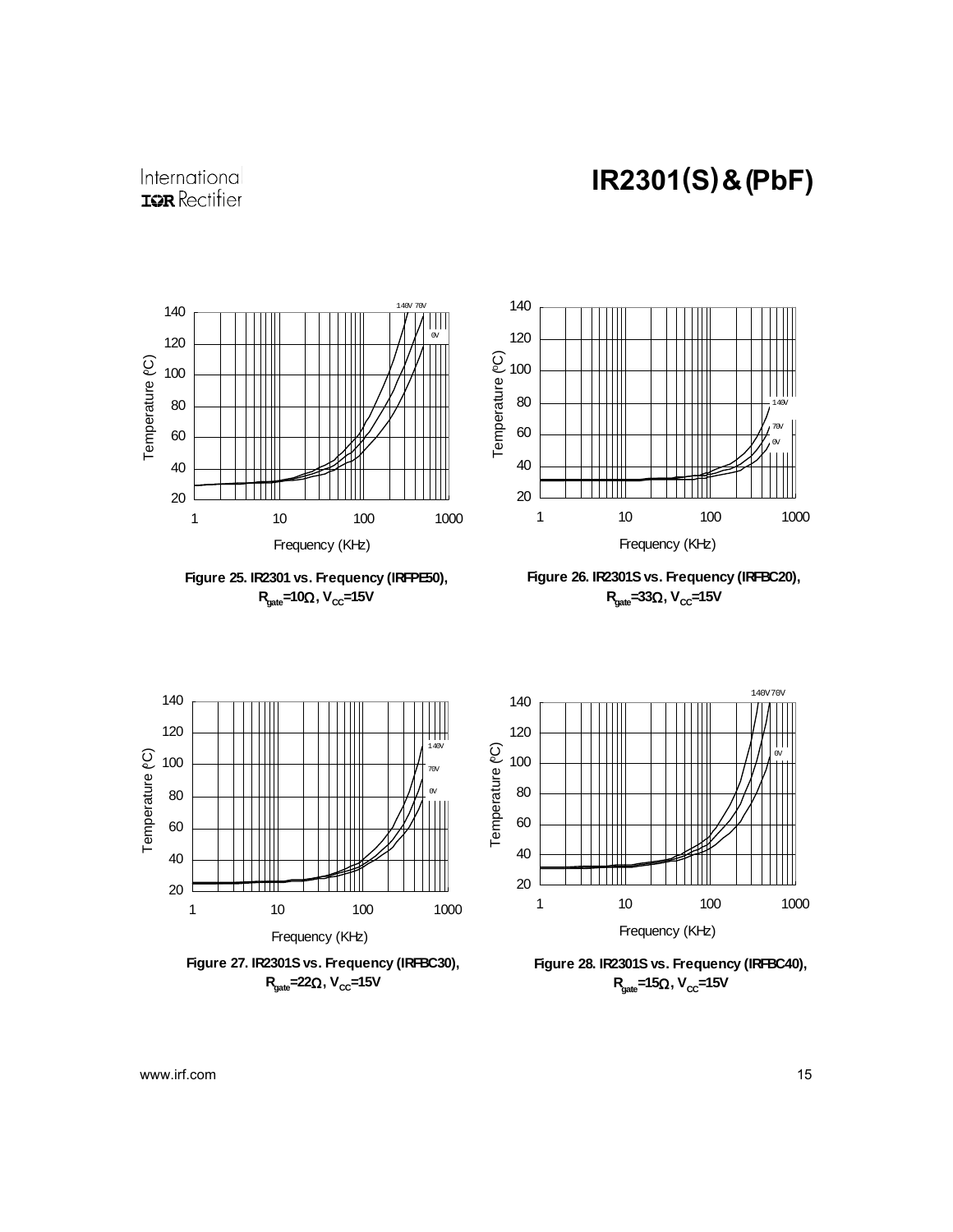Figure 25. IR2301 vs. Frequency (IRFPE50), $R_{gate}$=10Ω, $V_{CC}$=15V

Figure 26. IR2301S vs. Frequency (IRFBC20), $R_{gate}$=33Ω, $V_{CC}$=15V

Figure 27. IR2301S vs. Frequency (IRFBC30), $R_{gate}$=22Ω, $V_{CC}$=15V

Figure 28. IR2301S vs. Frequency (IRFBC40), $R_{gate}$=15Ω, $V_{CC}$=15V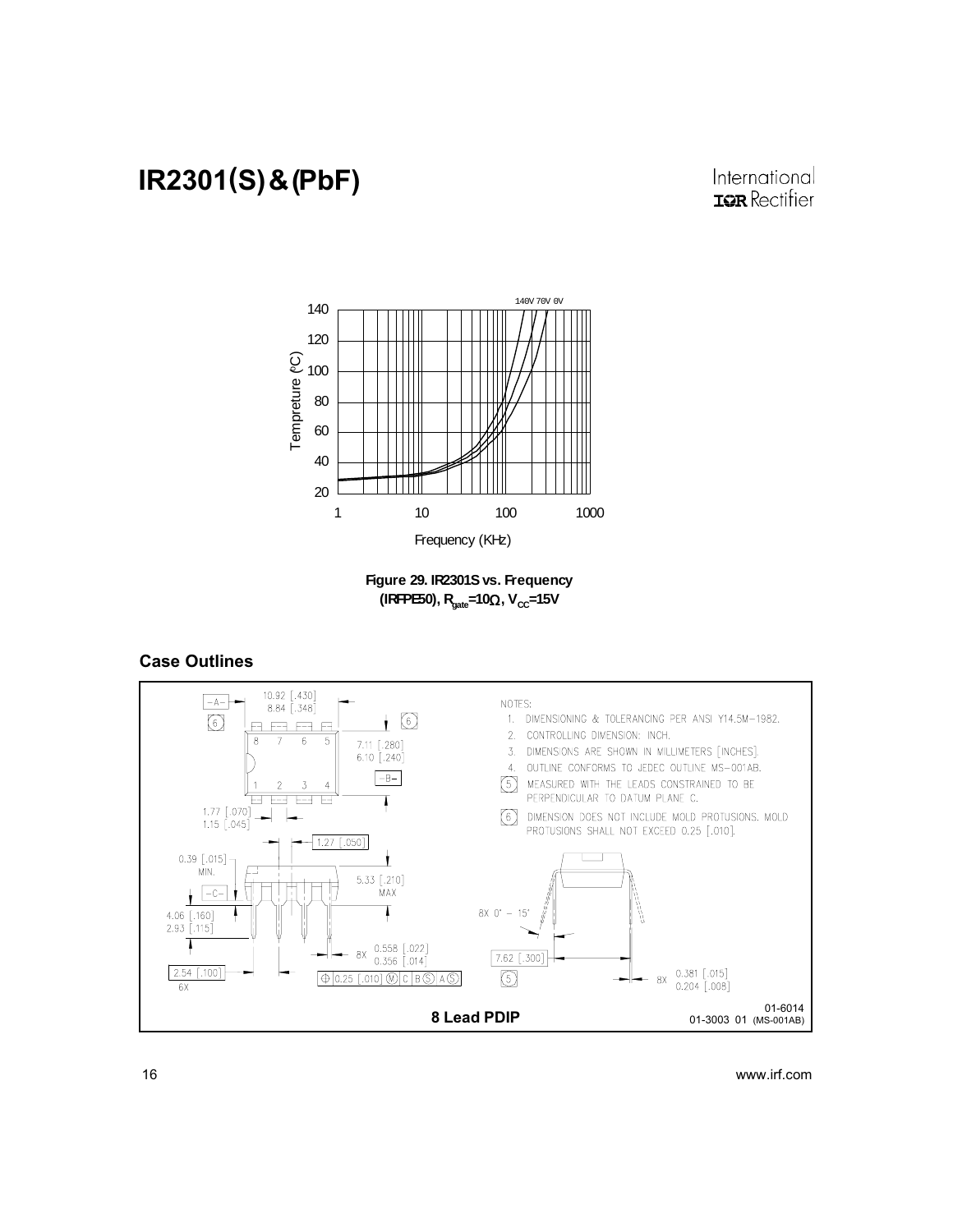Figure 29. IR2301S vs. Frequency (IRFPE50), $R_{gate}$=10Ω, $V_{CC}$=15V

## Case Outlines

NOTES:

1. DIMENSIONING & TOLERANCING PER ANSI Y14.5M-1982.
2. CONTROLLING DIMENSION: INCH.
3. DIMENSIONS ARE SHOWN IN MILLIMETERS [INCHES].
4. OUTLINE CONFORMS TO JEDEC OUTLINE MS-001AB.
5. MEASURED WITH THE LEADS CONSTRAINED TO BE PERPENDICULAR TO DATUM PLANE C.
6. DIMENSION DOES NOT INCLUDE MOLD PROTUSIONS. MOLD PROTUSIONS SHALL NOT EXCEED 0.25 [.010].

**8 Lead PDIP**

01-6014
01-3003 01 (MS-001AB)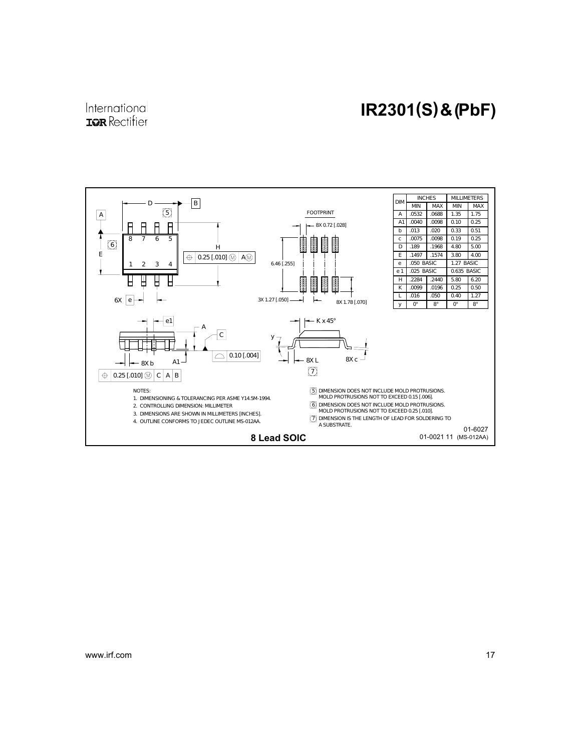| DIM | INCHES | | MILLIMETERS | |
|---|---|---|---|---|
| | MIN | MAX | MIN | MAX |
| A | .0532 | .0688 | 1.35 | 1.75 |
| A1 | .0040 | .0098 | 0.10 | 0.25 |
| b | .013 | .020 | 0.33 | 0.51 |
| c | .0075 | .0098 | 0.19 | 0.25 |
| D | .189 | .1968 | 4.80 | 5.00 |
| E | .1497 | .1574 | 3.80 | 4.00 |
| e | .050 BASIC | | 1.27 BASIC | |
| e 1 | .025 BASIC | | 0.635 BASIC | |
| H | .2284 | .2440 | 5.80 | 6.20 |
| K | .0099 | .0196 | 0.25 | 0.50 |
| L | .016 | .050 | 0.40 | 1.27 |
| y | 0° | 8° | 0° | 8° |

FOOTPRINT: 8X 0.72 [.028], 6.46 [.255], 3X 1.27 [.050], 8X 1.78 [.070]

NOTES:

1. DIMENSIONING & TOLERANCING PER ASME Y14.5M-1994.
2. CONTROLLING DIMENSION: MILLIMETER
3. DIMENSIONS ARE SHOWN IN MILLIMETERS [INCHES].
4. OUTLINE CONFORMS TO JEDEC OUTLINE MS-012AA.
5. DIMENSION DOES NOT INCLUDE MOLD PROTRUSIONS. MOLD PROTRUSIONS NOT TO EXCEED 0.15 [.006].
6. DIMENSION DOES NOT INCLUDE MOLD PROTRUSIONS. MOLD PROTRUSIONS NOT TO EXCEED 0.25 [.010].
7. DIMENSION IS THE LENGTH OF LEAD FOR SOLDERING TO A SUBSTRATE.

01-6027

01-0021 11 (MS-012AA)

**8 Lead SOIC**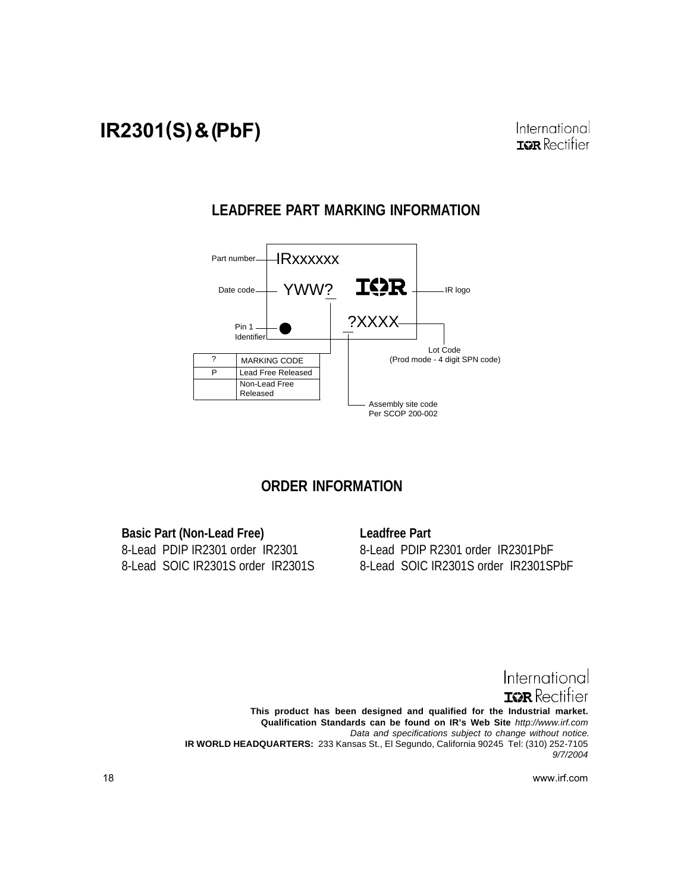## LEADFREE PART MARKING INFORMATION

Part number

IRxxxxxx

Date code

YWW?

IR logo

Pin 1 Identifier

?XXXX

Lot Code
(Prod mode - 4 digit SPN code)

| ? | MARKING CODE |
|---|---|
| P | Lead Free Released |
| | Non-Lead Free Released |

Assembly site code
Per SCOP 200-002

## ORDER INFORMATION

**Basic Part (Non-Lead Free)**
8-Lead PDIP IR2301 order IR2301
8-Lead SOIC IR2301S order IR2301S

**Leadfree Part**
8-Lead PDIP R2301 order IR2301PbF
8-Lead SOIC IR2301S order IR2301SPbF

International IOR Rectifier

**This product has been designed and qualified for the Industrial market.**
**Qualification Standards can be found on IR's Web Site** *http://www.irf.com*
*Data and specifications subject to change without notice.*
**IR WORLD HEADQUARTERS:** 233 Kansas St., El Segundo, California 90245 Tel: (310) 252-7105
*9/7/2004*